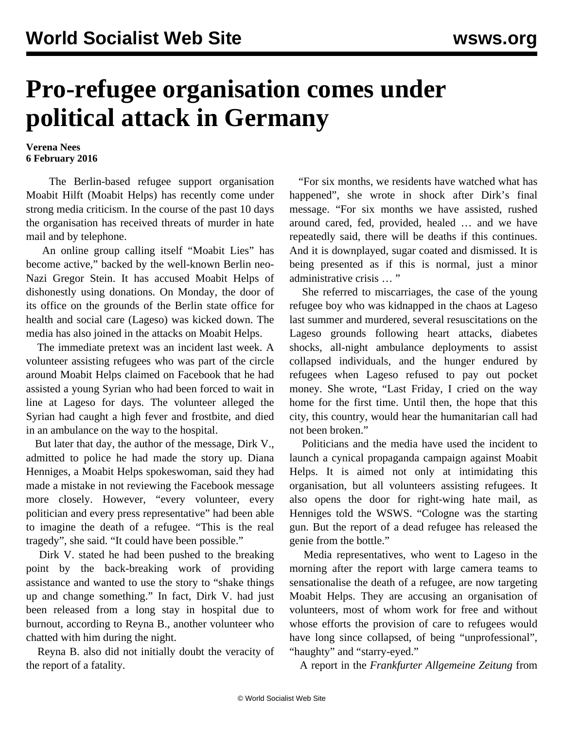# Pro-refugee organisation comes under political attack in Germany

**Verena Nees**
**6 February 2016**

The Berlin-based refugee support organisation Moabit Hilft (Moabit Helps) has recently come under strong media criticism. In the course of the past 10 days the organisation has received threats of murder in hate mail and by telephone.

An online group calling itself "Moabit Lies" has become active," backed by the well-known Berlin neo-Nazi Gregor Stein. It has accused Moabit Helps of dishonestly using donations. On Monday, the door of its office on the grounds of the Berlin state office for health and social care (Lageso) was kicked down. The media has also joined in the attacks on Moabit Helps.

The immediate pretext was an incident last week. A volunteer assisting refugees who was part of the circle around Moabit Helps claimed on Facebook that he had assisted a young Syrian who had been forced to wait in line at Lageso for days. The volunteer alleged the Syrian had caught a high fever and frostbite, and died in an ambulance on the way to the hospital.

But later that day, the author of the message, Dirk V., admitted to police he had made the story up. Diana Henniges, a Moabit Helps spokeswoman, said they had made a mistake in not reviewing the Facebook message more closely. However, "every volunteer, every politician and every press representative" had been able to imagine the death of a refugee. "This is the real tragedy", she said. "It could have been possible."

Dirk V. stated he had been pushed to the breaking point by the back-breaking work of providing assistance and wanted to use the story to "shake things up and change something." In fact, Dirk V. had just been released from a long stay in hospital due to burnout, according to Reyna B., another volunteer who chatted with him during the night.

Reyna B. also did not initially doubt the veracity of the report of a fatality.

"For six months, we residents have watched what has happened", she wrote in shock after Dirk's final message. "For six months we have assisted, rushed around cared, fed, provided, healed … and we have repeatedly said, there will be deaths if this continues. And it is downplayed, sugar coated and dismissed. It is being presented as if this is normal, just a minor administrative crisis … "

She referred to miscarriages, the case of the young refugee boy who was kidnapped in the chaos at Lageso last summer and murdered, several resuscitations on the Lageso grounds following heart attacks, diabetes shocks, all-night ambulance deployments to assist collapsed individuals, and the hunger endured by refugees when Lageso refused to pay out pocket money. She wrote, "Last Friday, I cried on the way home for the first time. Until then, the hope that this city, this country, would hear the humanitarian call had not been broken."

Politicians and the media have used the incident to launch a cynical propaganda campaign against Moabit Helps. It is aimed not only at intimidating this organisation, but all volunteers assisting refugees. It also opens the door for right-wing hate mail, as Henniges told the WSWS. "Cologne was the starting gun. But the report of a dead refugee has released the genie from the bottle."

Media representatives, who went to Lageso in the morning after the report with large camera teams to sensationalise the death of a refugee, are now targeting Moabit Helps. They are accusing an organisation of volunteers, most of whom work for free and without whose efforts the provision of care to refugees would have long since collapsed, of being "unprofessional", "haughty" and "starry-eyed."

A report in the *Frankfurter Allgemeine Zeitung* from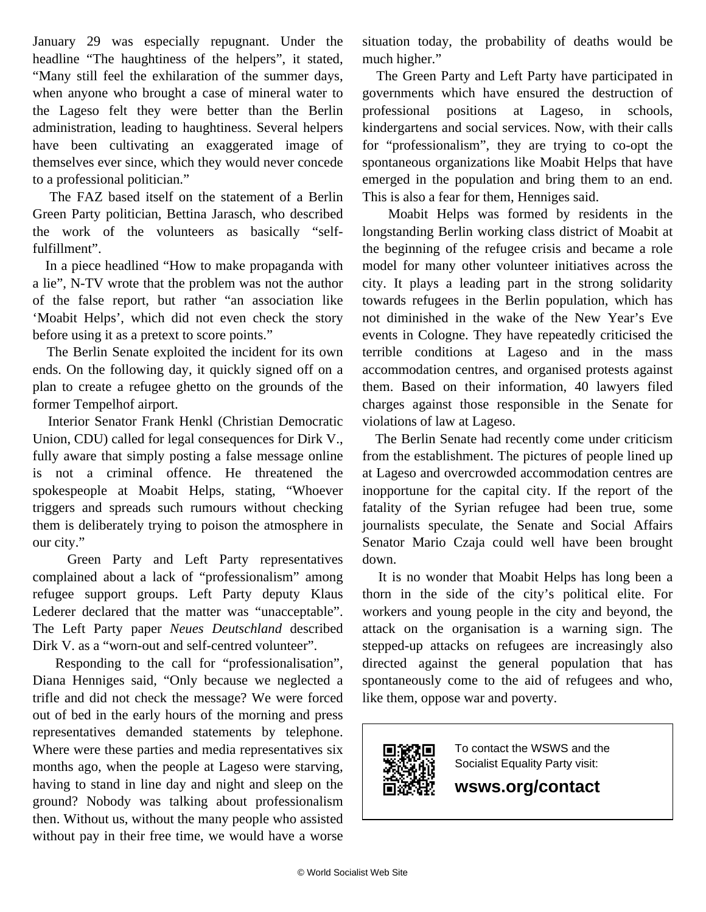January 29 was especially repugnant. Under the headline "The haughtiness of the helpers", it stated, "Many still feel the exhilaration of the summer days, when anyone who brought a case of mineral water to the Lageso felt they were better than the Berlin administration, leading to haughtiness. Several helpers have been cultivating an exaggerated image of themselves ever since, which they would never concede to a professional politician."

The FAZ based itself on the statement of a Berlin Green Party politician, Bettina Jarasch, who described the work of the volunteers as basically "self-fulfillment".

In a piece headlined "How to make propaganda with a lie", N-TV wrote that the problem was not the author of the false report, but rather "an association like 'Moabit Helps', which did not even check the story before using it as a pretext to score points."

The Berlin Senate exploited the incident for its own ends. On the following day, it quickly signed off on a plan to create a refugee ghetto on the grounds of the former Tempelhof airport.

Interior Senator Frank Henkl (Christian Democratic Union, CDU) called for legal consequences for Dirk V., fully aware that simply posting a false message online is not a criminal offence. He threatened the spokespeople at Moabit Helps, stating, "Whoever triggers and spreads such rumours without checking them is deliberately trying to poison the atmosphere in our city."

Green Party and Left Party representatives complained about a lack of "professionalism" among refugee support groups. Left Party deputy Klaus Lederer declared that the matter was "unacceptable". The Left Party paper *Neues Deutschland* described Dirk V. as a "worn-out and self-centred volunteer".

Responding to the call for "professionalisation", Diana Henniges said, "Only because we neglected a trifle and did not check the message? We were forced out of bed in the early hours of the morning and press representatives demanded statements by telephone. Where were these parties and media representatives six months ago, when the people at Lageso were starving, having to stand in line day and night and sleep on the ground? Nobody was talking about professionalism then. Without us, without the many people who assisted without pay in their free time, we would have a worse situation today, the probability of deaths would be much higher."

The Green Party and Left Party have participated in governments which have ensured the destruction of professional positions at Lageso, in schools, kindergartens and social services. Now, with their calls for "professionalism", they are trying to co-opt the spontaneous organizations like Moabit Helps that have emerged in the population and bring them to an end. This is also a fear for them, Henniges said.

Moabit Helps was formed by residents in the longstanding Berlin working class district of Moabit at the beginning of the refugee crisis and became a role model for many other volunteer initiatives across the city. It plays a leading part in the strong solidarity towards refugees in the Berlin population, which has not diminished in the wake of the New Year's Eve events in Cologne. They have repeatedly criticised the terrible conditions at Lageso and in the mass accommodation centres, and organised protests against them. Based on their information, 40 lawyers filed charges against those responsible in the Senate for violations of law at Lageso.

The Berlin Senate had recently come under criticism from the establishment. The pictures of people lined up at Lageso and overcrowded accommodation centres are inopportune for the capital city. If the report of the fatality of the Syrian refugee had been true, some journalists speculate, the Senate and Social Affairs Senator Mario Czaja could well have been brought down.

It is no wonder that Moabit Helps has long been a thorn in the side of the city's political elite. For workers and young people in the city and beyond, the attack on the organisation is a warning sign. The stepped-up attacks on refugees are increasingly also directed against the general population that has spontaneously come to the aid of refugees and who, like them, oppose war and poverty.

To contact the WSWS and the Socialist Equality Party visit:

**wsws.org/contact**